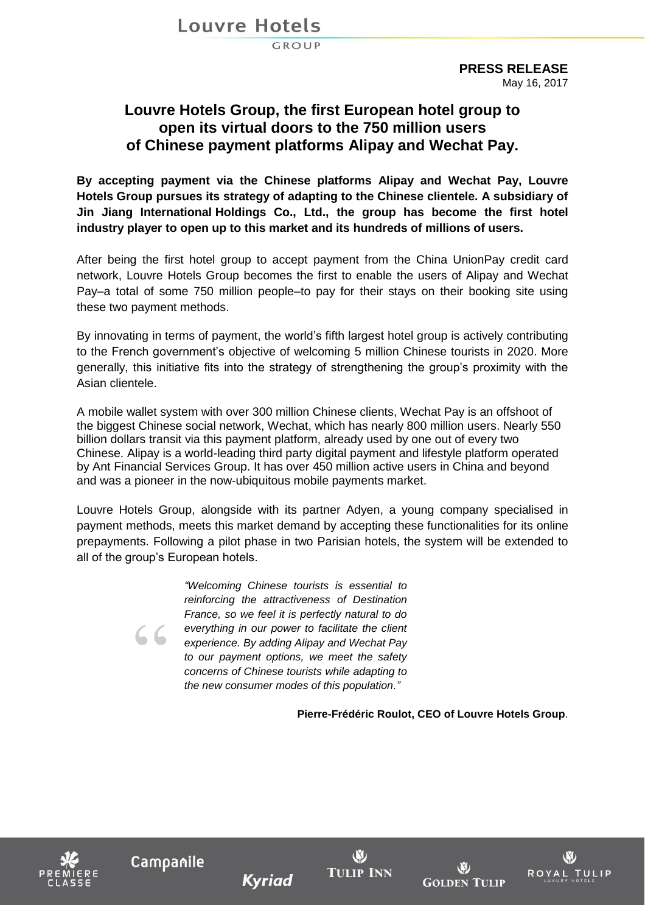**PRESS RELEASE**
May 16, 2017

# Louvre Hotels Group, the first European hotel group to open its virtual doors to the 750 million users of Chinese payment platforms Alipay and Wechat Pay.

**By accepting payment via the Chinese platforms Alipay and Wechat Pay, Louvre Hotels Group pursues its strategy of adapting to the Chinese clientele. A subsidiary of Jin Jiang International Holdings Co., Ltd., the group has become the first hotel industry player to open up to this market and its hundreds of millions of users.**

After being the first hotel group to accept payment from the China UnionPay credit card network, Louvre Hotels Group becomes the first to enable the users of Alipay and Wechat Pay–a total of some 750 million people–to pay for their stays on their booking site using these two payment methods.

By innovating in terms of payment, the world's fifth largest hotel group is actively contributing to the French government's objective of welcoming 5 million Chinese tourists in 2020. More generally, this initiative fits into the strategy of strengthening the group's proximity with the Asian clientele.

A mobile wallet system with over 300 million Chinese clients, Wechat Pay is an offshoot of the biggest Chinese social network, Wechat, which has nearly 800 million users. Nearly 550 billion dollars transit via this payment platform, already used by one out of every two Chinese. Alipay is a world-leading third party digital payment and lifestyle platform operated by Ant Financial Services Group. It has over 450 million active users in China and beyond and was a pioneer in the now-ubiquitous mobile payments market.

Louvre Hotels Group, alongside with its partner Adyen, a young company specialised in payment methods, meets this market demand by accepting these functionalities for its online prepayments. Following a pilot phase in two Parisian hotels, the system will be extended to all of the group's European hotels.

> *"Welcoming Chinese tourists is essential to reinforcing the attractiveness of Destination France, so we feel it is perfectly natural to do everything in our power to facilitate the client experience. By adding Alipay and Wechat Pay to our payment options, we meet the safety concerns of Chinese tourists while adapting to the new consumer modes of this population."*

**Pierre-Frédéric Roulot, CEO of Louvre Hotels Group**.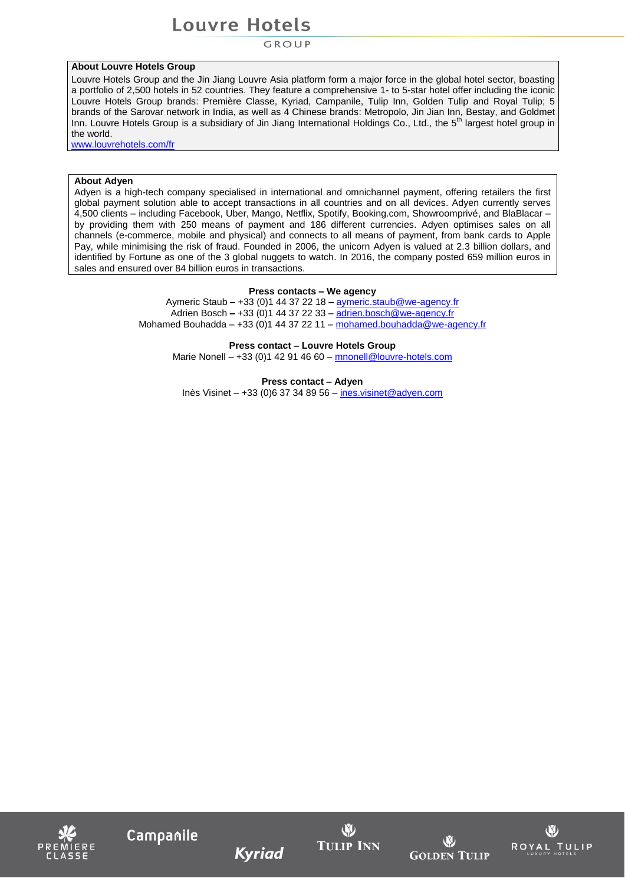**About Louvre Hotels Group**

Louvre Hotels Group and the Jin Jiang Louvre Asia platform form a major force in the global hotel sector, boasting a portfolio of 2,500 hotels in 52 countries. They feature a comprehensive 1- to 5-star hotel offer including the iconic Louvre Hotels Group brands: Première Classe, Kyriad, Campanile, Tulip Inn, Golden Tulip and Royal Tulip; 5 brands of the Sarovar network in India, as well as 4 Chinese brands: Metropolo, Jin Jian Inn, Bestay, and Goldmet Inn. Louvre Hotels Group is a subsidiary of Jin Jiang International Holdings Co., Ltd., the 5th largest hotel group in the world.

www.louvrehotels.com/fr

**About Adyen**

Adyen is a high-tech company specialised in international and omnichannel payment, offering retailers the first global payment solution able to accept transactions in all countries and on all devices. Adyen currently serves 4,500 clients – including Facebook, Uber, Mango, Netflix, Spotify, Booking.com, Showroomprivé, and BlaBlacar – by providing them with 250 means of payment and 186 different currencies. Adyen optimises sales on all channels (e-commerce, mobile and physical) and connects to all means of payment, from bank cards to Apple Pay, while minimising the risk of fraud. Founded in 2006, the unicorn Adyen is valued at 2.3 billion dollars, and identified by Fortune as one of the 3 global nuggets to watch. In 2016, the company posted 659 million euros in sales and ensured over 84 billion euros in transactions.

**Press contacts – We agency**

Aymeric Staub – +33 (0)1 44 37 22 18 – aymeric.staub@we-agency.fr
Adrien Bosch – +33 (0)1 44 37 22 33 – adrien.bosch@we-agency.fr
Mohamed Bouhadda – +33 (0)1 44 37 22 11 – mohamed.bouhadda@we-agency.fr

**Press contact – Louvre Hotels Group**

Marie Nonell – +33 (0)1 42 91 46 60 – mnonell@louvre-hotels.com

**Press contact – Adyen**

Inès Visinet – +33 (0)6 37 34 89 56 – ines.visinet@adyen.com